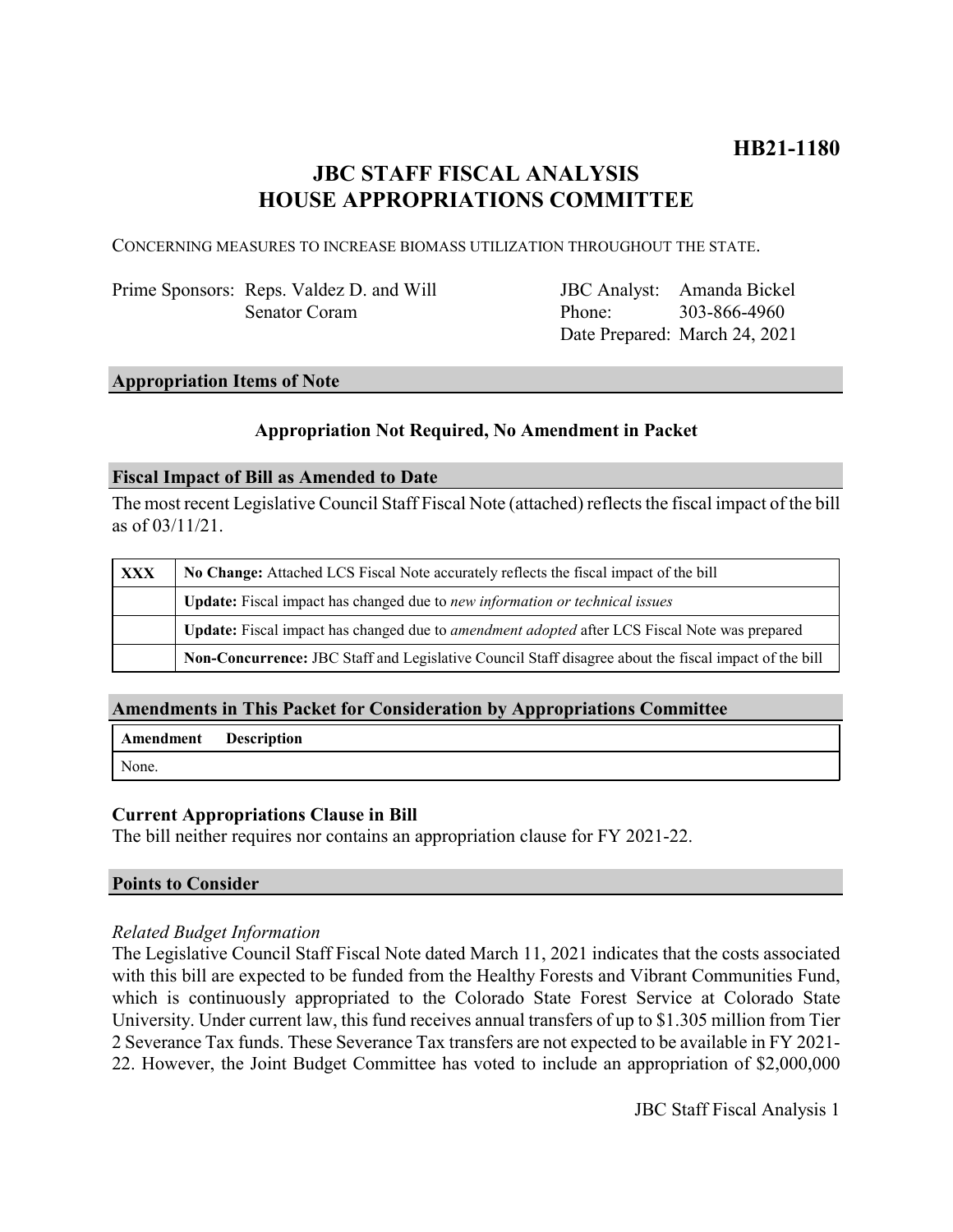**HB21-1180**

# JBC STAFF FISCAL ANALYSIS
# HOUSE APPROPRIATIONS COMMITTEE

CONCERNING MEASURES TO INCREASE BIOMASS UTILIZATION THROUGHOUT THE STATE.

| | | | |
|---|---|---|---|
| Prime Sponsors: | Reps. Valdez D. and Will<br>Senator Coram | JBC Analyst:<br>Phone:<br>Date Prepared: | Amanda Bickel<br>303-866-4960<br>March 24, 2021 |

## Appropriation Items of Note

**Appropriation Not Required, No Amendment in Packet**

## Fiscal Impact of Bill as Amended to Date

The most recent Legislative Council Staff Fiscal Note (attached) reflects the fiscal impact of the bill as of 03/11/21.

| | |
|---|---|
| **XXX** | **No Change:** Attached LCS Fiscal Note accurately reflects the fiscal impact of the bill |
| | **Update:** Fiscal impact has changed due to *new information or technical issues* |
| | **Update:** Fiscal impact has changed due to *amendment adopted* after LCS Fiscal Note was prepared |
| | **Non-Concurrence:** JBC Staff and Legislative Council Staff disagree about the fiscal impact of the bill |

## Amendments in This Packet for Consideration by Appropriations Committee

| Amendment | Description |
|---|---|
| None. | |

**Current Appropriations Clause in Bill**

The bill neither requires nor contains an appropriation clause for FY 2021-22.

## Points to Consider

*Related Budget Information*

The Legislative Council Staff Fiscal Note dated March 11, 2021 indicates that the costs associated with this bill are expected to be funded from the Healthy Forests and Vibrant Communities Fund, which is continuously appropriated to the Colorado State Forest Service at Colorado State University. Under current law, this fund receives annual transfers of up to $1.305 million from Tier 2 Severance Tax funds. These Severance Tax transfers are not expected to be available in FY 2021-22. However, the Joint Budget Committee has voted to include an appropriation of $2,000,000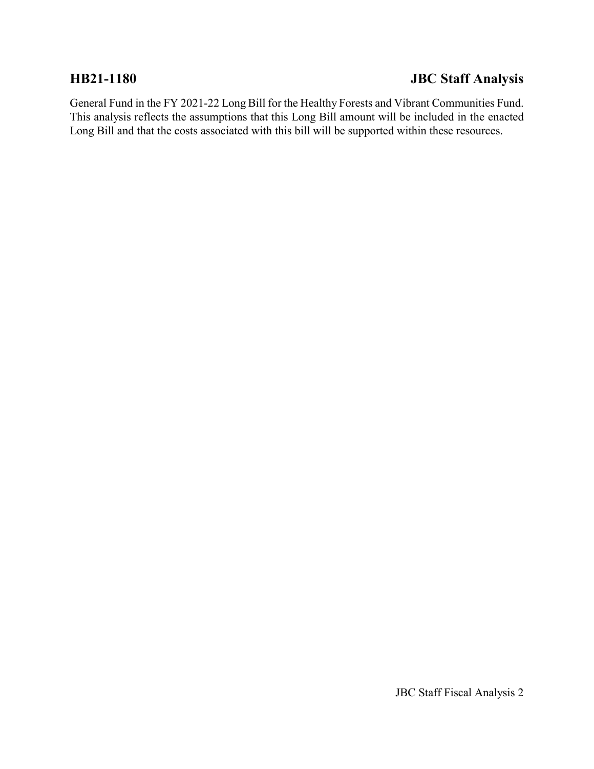General Fund in the FY 2021-22 Long Bill for the Healthy Forests and Vibrant Communities Fund. This analysis reflects the assumptions that this Long Bill amount will be included in the enacted Long Bill and that the costs associated with this bill will be supported within these resources.